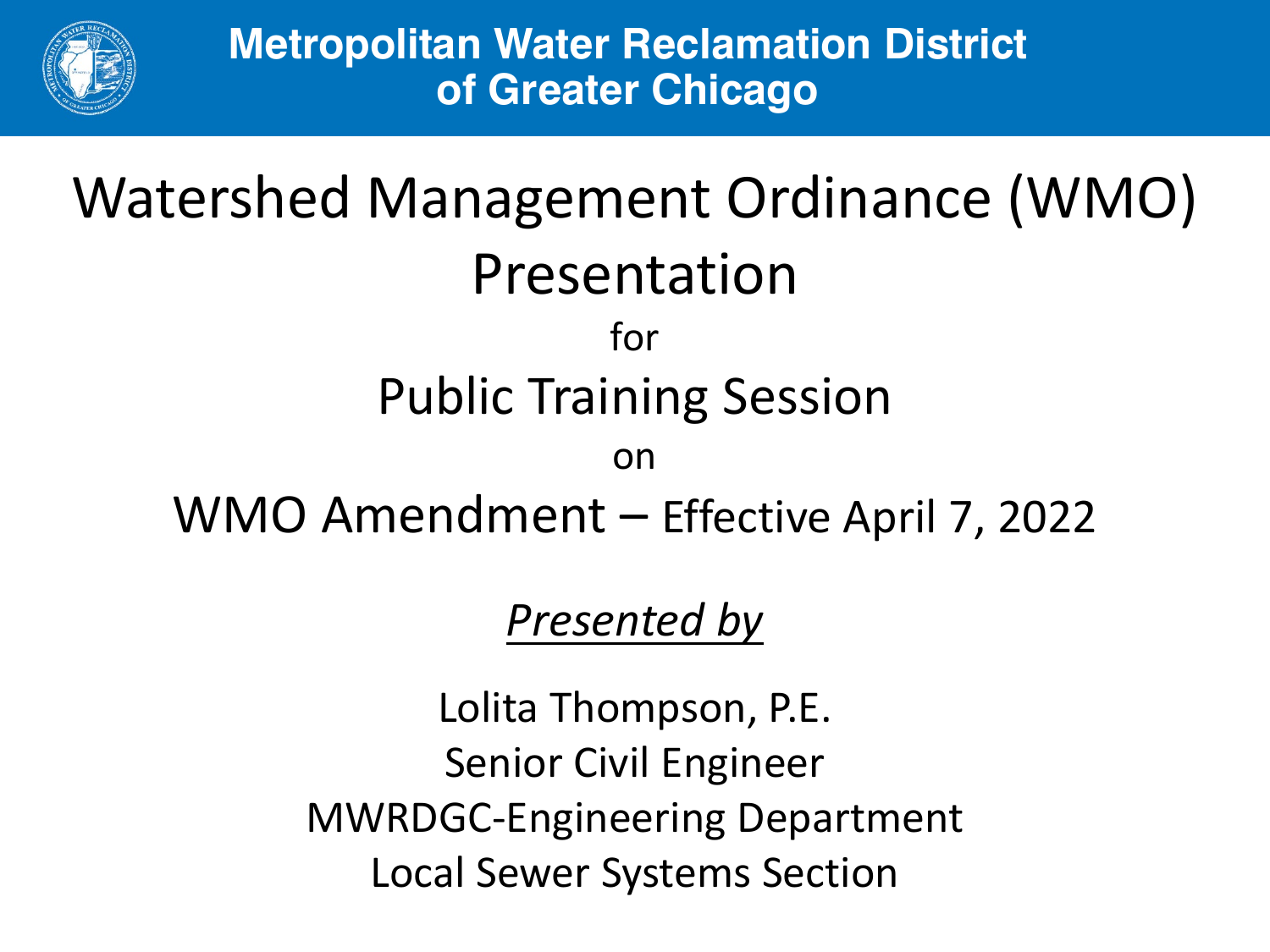**Metropolitan Water Reclamation District of Greater Chicago**

# Watershed Management Ordinance (WMO) Presentation

for

## Public Training Session

on

## WMO Amendment – Effective April 7, 2022

*Presented by*

Lolita Thompson, P.E.
Senior Civil Engineer
MWRDGC-Engineering Department
Local Sewer Systems Section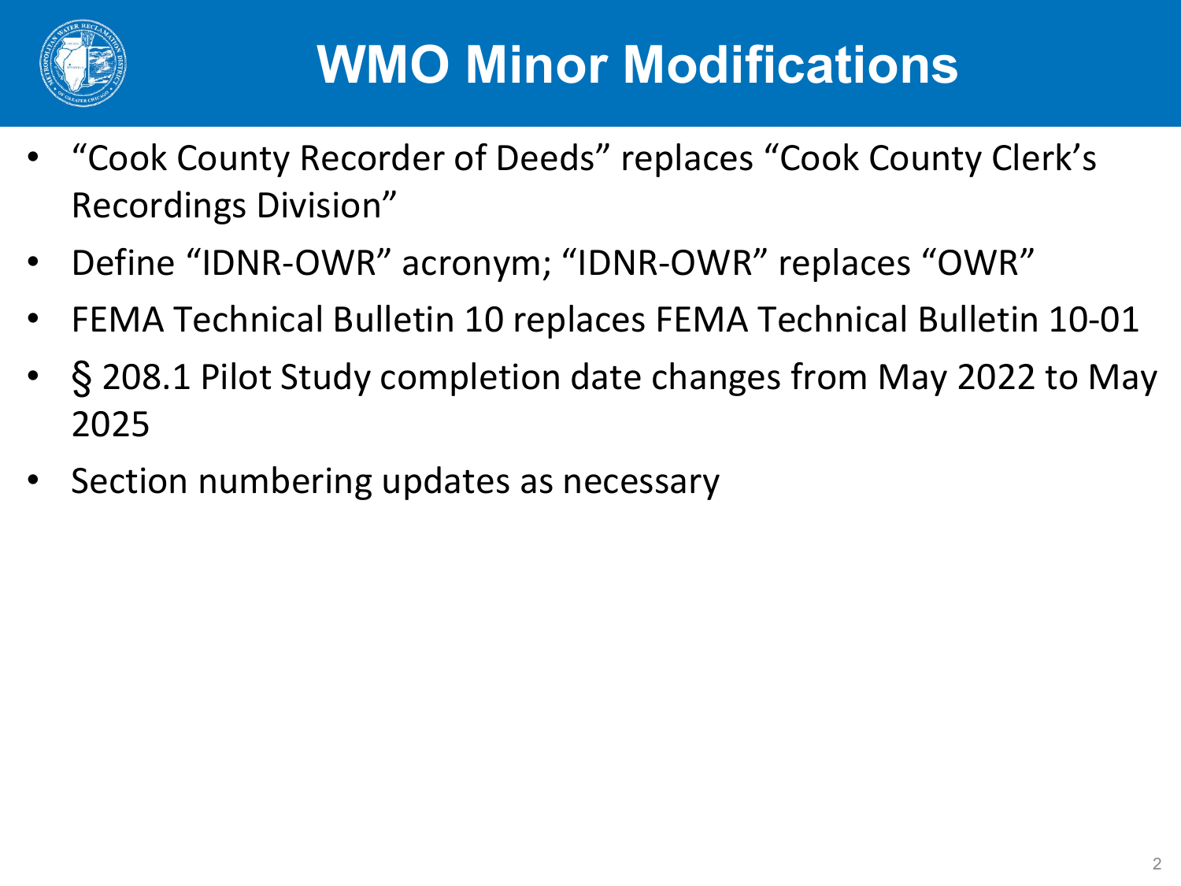# WMO Minor Modifications

- “Cook County Recorder of Deeds” replaces “Cook County Clerk’s Recordings Division”
- Define “IDNR-OWR” acronym; “IDNR-OWR” replaces “OWR”
- FEMA Technical Bulletin 10 replaces FEMA Technical Bulletin 10-01
- § 208.1 Pilot Study completion date changes from May 2022 to May 2025
- Section numbering updates as necessary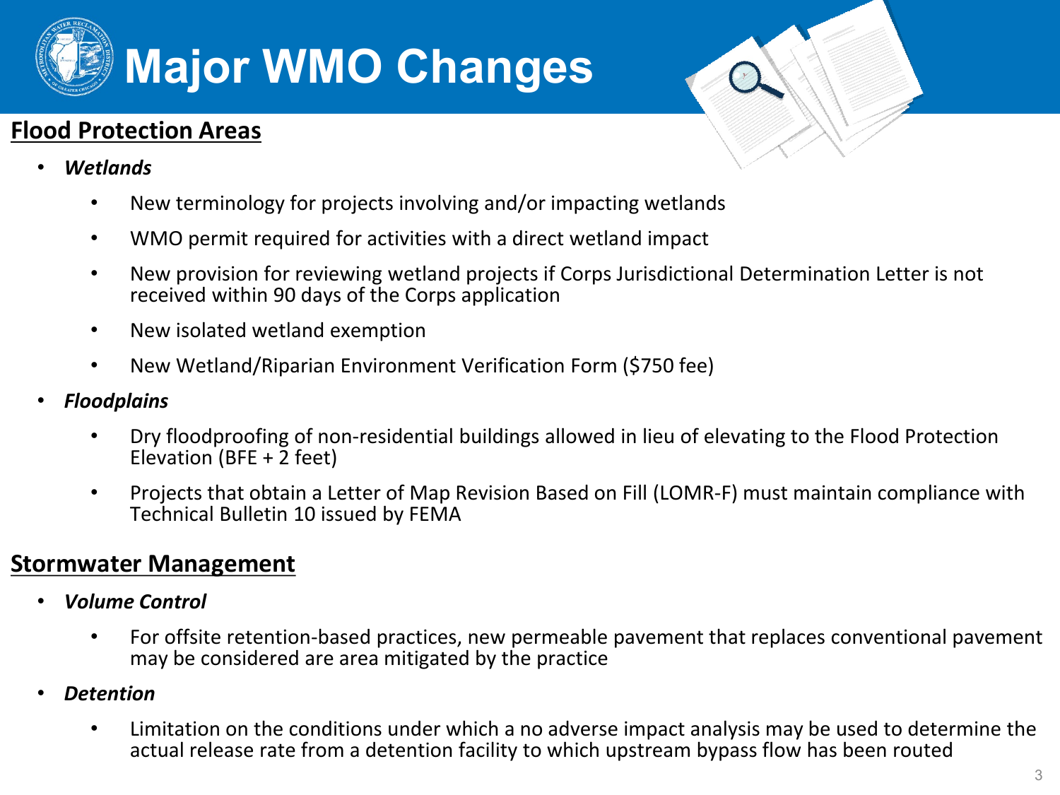# Major WMO Changes

## Flood Protection Areas

- ***Wetlands***
  - New terminology for projects involving and/or impacting wetlands
  - WMO permit required for activities with a direct wetland impact
  - New provision for reviewing wetland projects if Corps Jurisdictional Determination Letter is not received within 90 days of the Corps application
  - New isolated wetland exemption
  - New Wetland/Riparian Environment Verification Form ($750 fee)
- ***Floodplains***
  - Dry floodproofing of non-residential buildings allowed in lieu of elevating to the Flood Protection Elevation (BFE + 2 feet)
  - Projects that obtain a Letter of Map Revision Based on Fill (LOMR-F) must maintain compliance with Technical Bulletin 10 issued by FEMA

## Stormwater Management

- ***Volume Control***
  - For offsite retention-based practices, new permeable pavement that replaces conventional pavement may be considered are area mitigated by the practice
- ***Detention***
  - Limitation on the conditions under which a no adverse impact analysis may be used to determine the actual release rate from a detention facility to which upstream bypass flow has been routed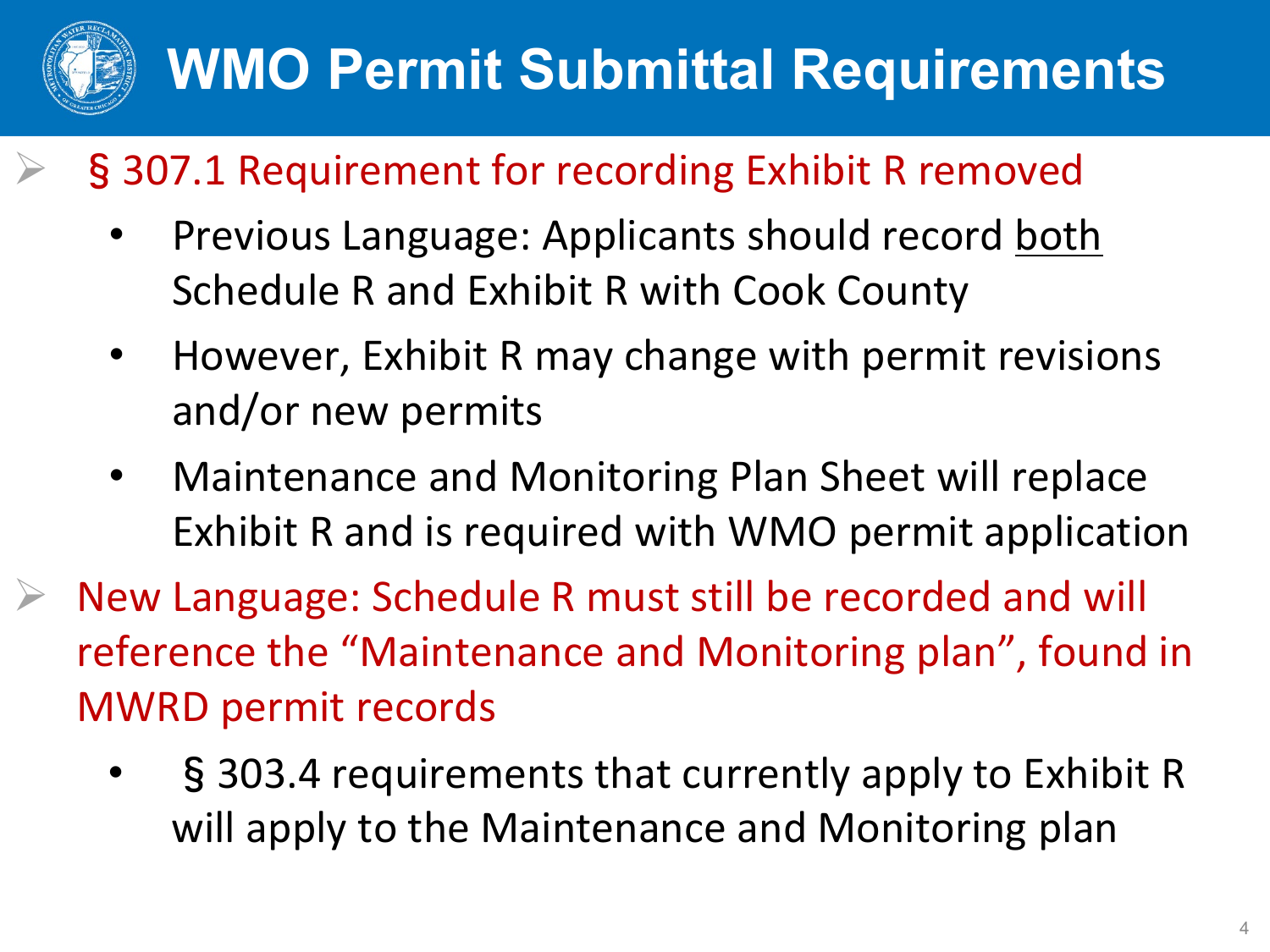# WMO Permit Submittal Requirements

- § 307.1 Requirement for recording Exhibit R removed
  - Previous Language: Applicants should record <u>both</u> Schedule R and Exhibit R with Cook County
  - However, Exhibit R may change with permit revisions and/or new permits
  - Maintenance and Monitoring Plan Sheet will replace Exhibit R and is required with WMO permit application
- New Language: Schedule R must still be recorded and will reference the "Maintenance and Monitoring plan", found in MWRD permit records
  - § 303.4 requirements that currently apply to Exhibit R will apply to the Maintenance and Monitoring plan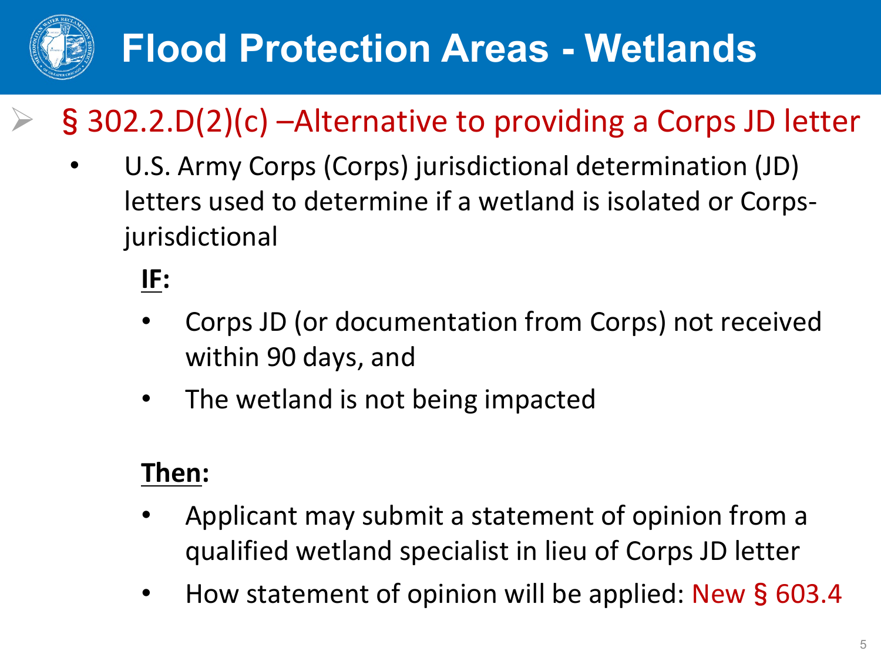# Flood Protection Areas - Wetlands

- § 302.2.D(2)(c) –Alternative to providing a Corps JD letter
  - U.S. Army Corps (Corps) jurisdictional determination (JD) letters used to determine if a wetland is isolated or Corps-jurisdictional

    **IF:**

    - Corps JD (or documentation from Corps) not received within 90 days, and
    - The wetland is not being impacted

    **Then:**

    - Applicant may submit a statement of opinion from a qualified wetland specialist in lieu of Corps JD letter
    - How statement of opinion will be applied: New § 603.4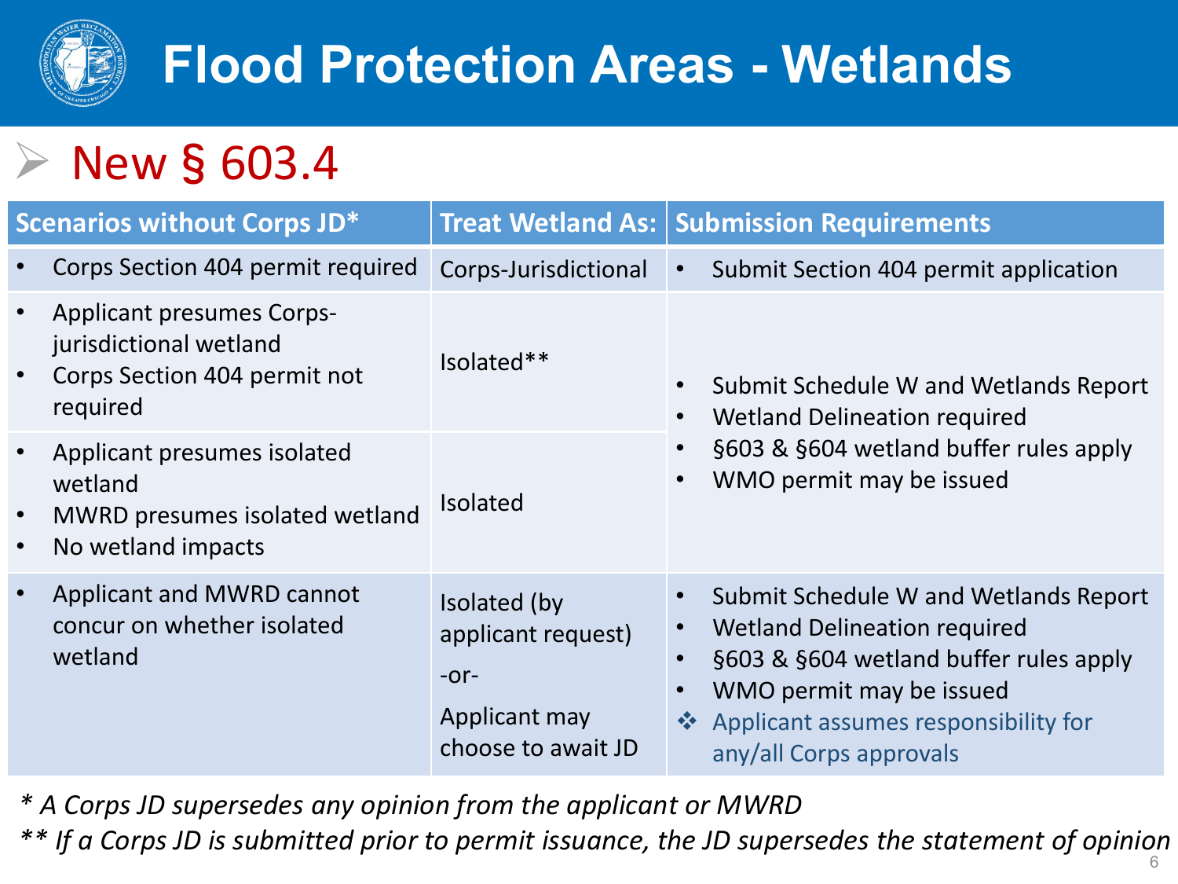# Flood Protection Areas - Wetlands

## New § 603.4

| Scenarios without Corps JD* | Treat Wetland As: | Submission Requirements |
|---|---|---|
| • Corps Section 404 permit required | Corps-Jurisdictional | • Submit Section 404 permit application |
| • Applicant presumes Corps-jurisdictional wetland<br>• Corps Section 404 permit not required | Isolated** | • Submit Schedule W and Wetlands Report<br>• Wetland Delineation required<br>• §603 & §604 wetland buffer rules apply<br>• WMO permit may be issued |
| • Applicant presumes isolated wetland<br>• MWRD presumes isolated wetland<br>• No wetland impacts | Isolated | |
| • Applicant and MWRD cannot concur on whether isolated wetland | Isolated (by applicant request)<br>-or-<br>Applicant may choose to await JD | • Submit Schedule W and Wetlands Report<br>• Wetland Delineation required<br>• §603 & §604 wetland buffer rules apply<br>• WMO permit may be issued<br>❖ Applicant assumes responsibility for any/all Corps approvals |

*\* A Corps JD supersedes any opinion from the applicant or MWRD*

*\*\* If a Corps JD is submitted prior to permit issuance, the JD supersedes the statement of opinion*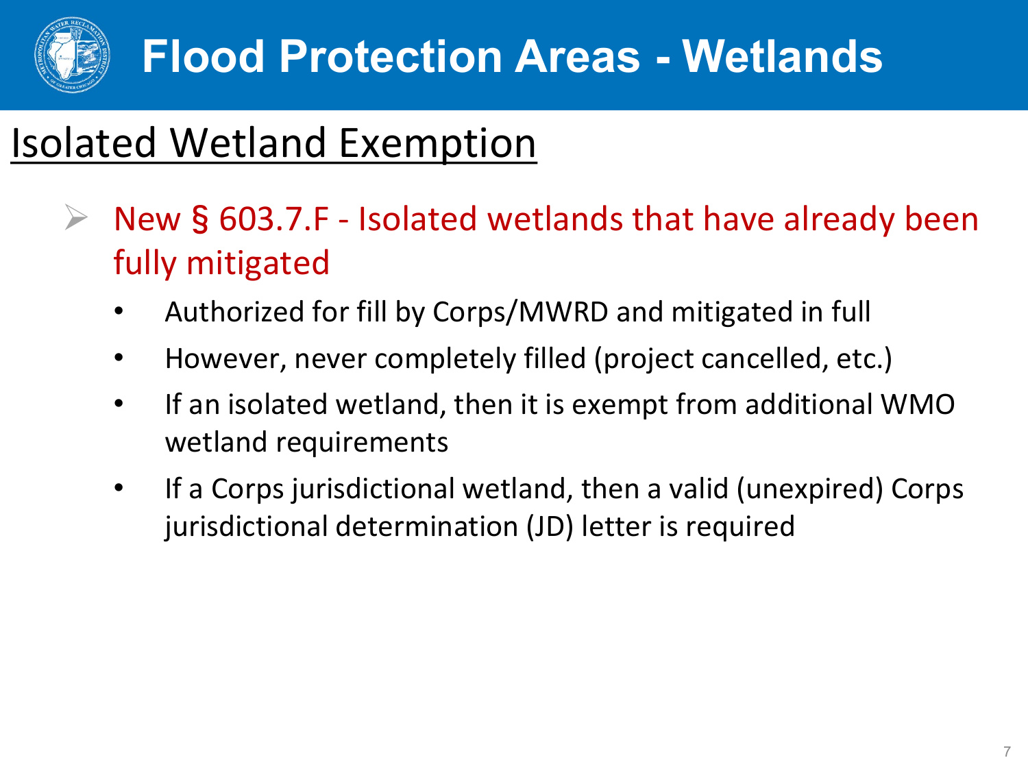# Flood Protection Areas - Wetlands

## Isolated Wetland Exemption

- New § 603.7.F - Isolated wetlands that have already been fully mitigated
  - Authorized for fill by Corps/MWRD and mitigated in full
  - However, never completely filled (project cancelled, etc.)
  - If an isolated wetland, then it is exempt from additional WMO wetland requirements
  - If a Corps jurisdictional wetland, then a valid (unexpired) Corps jurisdictional determination (JD) letter is required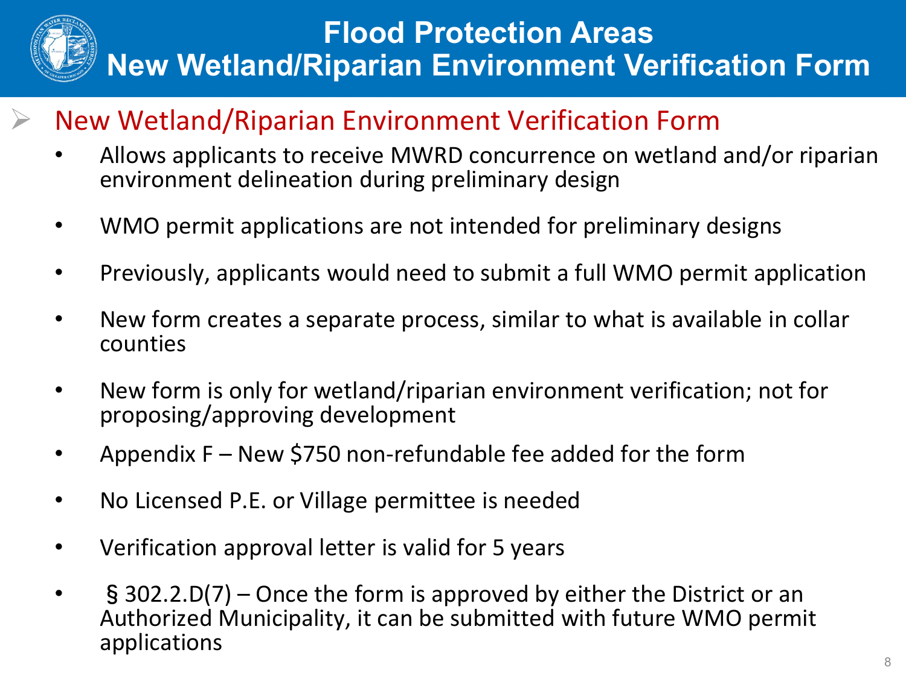# Flood Protection Areas
# New Wetland/Riparian Environment Verification Form

## New Wetland/Riparian Environment Verification Form

- Allows applicants to receive MWRD concurrence on wetland and/or riparian environment delineation during preliminary design
- WMO permit applications are not intended for preliminary designs
- Previously, applicants would need to submit a full WMO permit application
- New form creates a separate process, similar to what is available in collar counties
- New form is only for wetland/riparian environment verification; not for proposing/approving development
- Appendix F – New $750 non-refundable fee added for the form
- No Licensed P.E. or Village permittee is needed
- Verification approval letter is valid for 5 years
- § 302.2.D(7) – Once the form is approved by either the District or an Authorized Municipality, it can be submitted with future WMO permit applications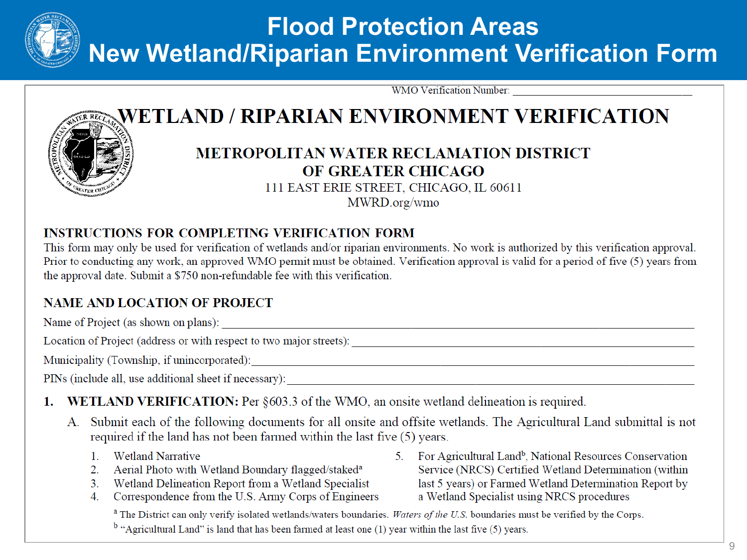# Flood Protection Areas
# New Wetland/Riparian Environment Verification Form

WMO Verification Number: ______________________________

## WETLAND / RIPARIAN ENVIRONMENT VERIFICATION

### METROPOLITAN WATER RECLAMATION DISTRICT
### OF GREATER CHICAGO

111 EAST ERIE STREET, CHICAGO, IL 60611
MWRD.org/wmo

### INSTRUCTIONS FOR COMPLETING VERIFICATION FORM

This form may only be used for verification of wetlands and/or riparian environments. No work is authorized by this verification approval. Prior to conducting any work, an approved WMO permit must be obtained. Verification approval is valid for a period of five (5) years from the approval date. Submit a $750 non-refundable fee with this verification.

### NAME AND LOCATION OF PROJECT

Name of Project (as shown on plans): ______________________________

Location of Project (address or with respect to two major streets): ______________________________

Municipality (Township, if unincorporated): ______________________________

PINs (include all, use additional sheet if necessary): ______________________________

1. **WETLAND VERIFICATION:** Per §603.3 of the WMO, an onsite wetland delineation is required.

   A. Submit each of the following documents for all onsite and offsite wetlands. The Agricultural Land submittal is not required if the land has not been farmed within the last five (5) years.

      1. Wetland Narrative
      2. Aerial Photo with Wetland Boundary flagged/staked[a]
      3. Wetland Delineation Report from a Wetland Specialist
      4. Correspondence from the U.S. Army Corps of Engineers
      5. For Agricultural Land[b], National Resources Conservation Service (NRCS) Certified Wetland Determination (within last 5 years) or Farmed Wetland Determination Report by a Wetland Specialist using NRCS procedures

      [a] The District can only verify isolated wetlands/waters boundaries. *Waters of the U.S.* boundaries must be verified by the Corps.

      [b] "Agricultural Land" is land that has been farmed at least one (1) year within the last five (5) years.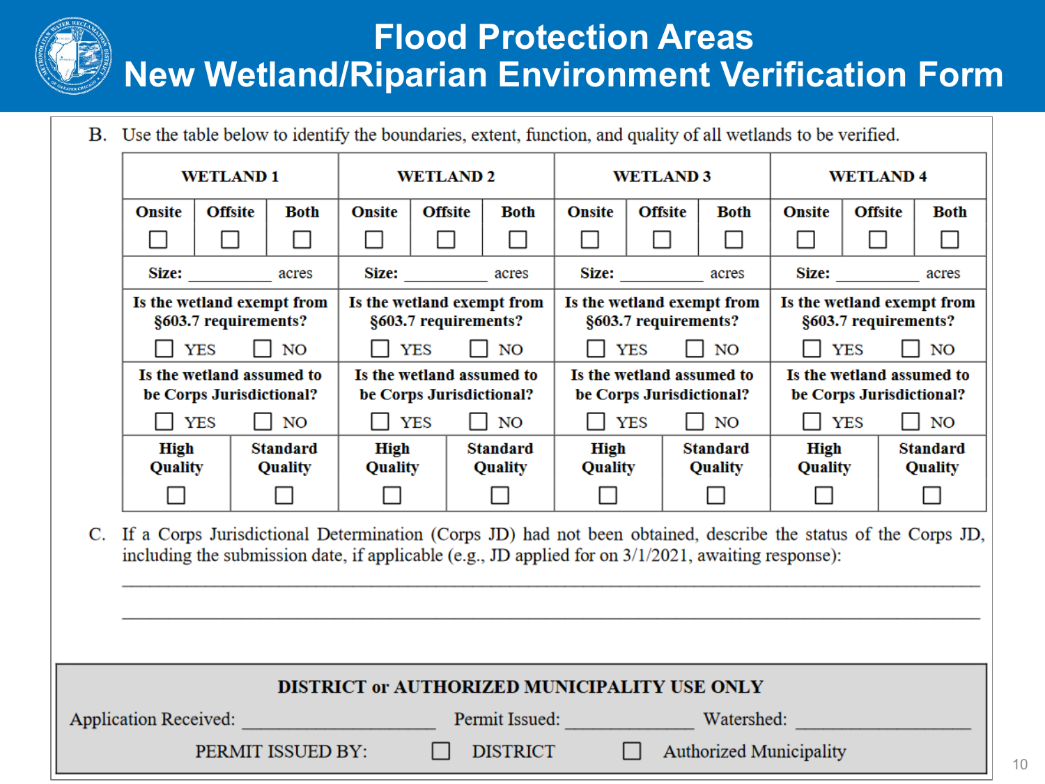# Flood Protection Areas
# New Wetland/Riparian Environment Verification Form

B. Use the table below to identify the boundaries, extent, function, and quality of all wetlands to be verified.

| WETLAND 1 | | | WETLAND 2 | | | WETLAND 3 | | | WETLAND 4 | | |
|---|---|---|---|---|---|---|---|---|---|---|---|
| Onsite ☐ | Offsite ☐ | Both ☐ | Onsite ☐ | Offsite ☐ | Both ☐ | Onsite ☐ | Offsite ☐ | Both ☐ | Onsite ☐ | Offsite ☐ | Both ☐ |
| Size: __________ acres | | | Size: __________ acres | | | Size: __________ acres | | | Size: __________ acres | | |
| Is the wetland exempt from §603.7 requirements? ☐ YES ☐ NO | | | Is the wetland exempt from §603.7 requirements? ☐ YES ☐ NO | | | Is the wetland exempt from §603.7 requirements? ☐ YES ☐ NO | | | Is the wetland exempt from §603.7 requirements? ☐ YES ☐ NO | | |
| Is the wetland assumed to be Corps Jurisdictional? ☐ YES ☐ NO | | | Is the wetland assumed to be Corps Jurisdictional? ☐ YES ☐ NO | | | Is the wetland assumed to be Corps Jurisdictional? ☐ YES ☐ NO | | | Is the wetland assumed to be Corps Jurisdictional? ☐ YES ☐ NO | | |
| High Quality ☐ | Standard Quality ☐ | | High Quality ☐ | Standard Quality ☐ | | High Quality ☐ | Standard Quality ☐ | | High Quality ☐ | Standard Quality ☐ | |

C. If a Corps Jurisdictional Determination (Corps JD) had not been obtained, describe the status of the Corps JD, including the submission date, if applicable (e.g., JD applied for on 3/1/2021, awaiting response):

________________________________________________________________________________

________________________________________________________________________________

**DISTRICT or AUTHORIZED MUNICIPALITY USE ONLY**

Application Received: ____________________ Permit Issued: ______________ Watershed: ______________

PERMIT ISSUED BY: ☐ DISTRICT ☐ Authorized Municipality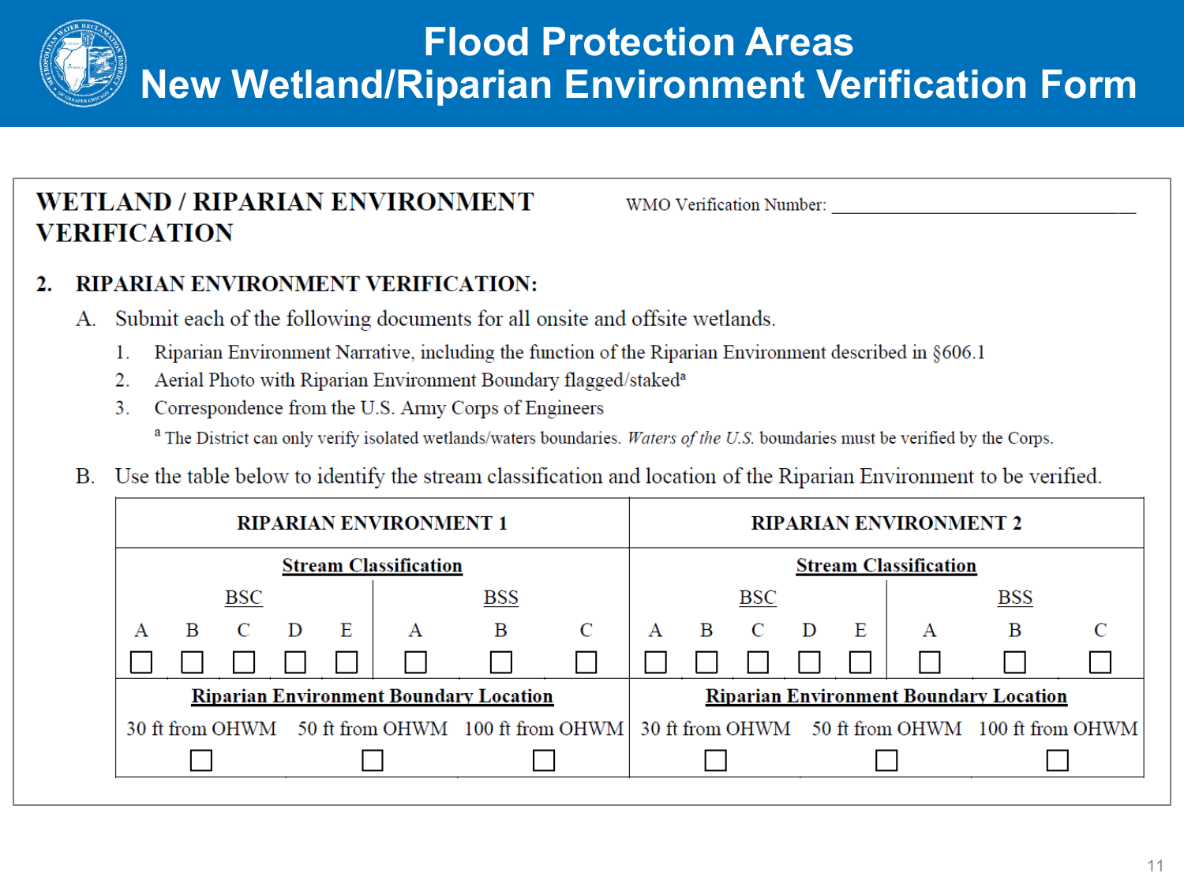# Flood Protection Areas
# New Wetland/Riparian Environment Verification Form

## WETLAND / RIPARIAN ENVIRONMENT VERIFICATION

WMO Verification Number: ______________________

### 2. RIPARIAN ENVIRONMENT VERIFICATION:

A. Submit each of the following documents for all onsite and offsite wetlands.

1. Riparian Environment Narrative, including the function of the Riparian Environment described in §606.1
2. Aerial Photo with Riparian Environment Boundary flagged/staked[a]
3. Correspondence from the U.S. Army Corps of Engineers

[a] The District can only verify isolated wetlands/waters boundaries. *Waters of the U.S.* boundaries must be verified by the Corps.

B. Use the table below to identify the stream classification and location of the Riparian Environment to be verified.

| RIPARIAN ENVIRONMENT 1 | | | | | | | | RIPARIAN ENVIRONMENT 2 | | | | | | | |
|---|---|---|---|---|---|---|---|---|---|---|---|---|---|---|---|
| **Stream Classification** | | | | | | | | **Stream Classification** | | | | | | | |
| BSC | | | | | BSS | | | BSC | | | | | BSS | | |
| A | B | C | D | E | A | B | C | A | B | C | D | E | A | B | C |
| ☐ | ☐ | ☐ | ☐ | ☐ | ☐ | ☐ | ☐ | ☐ | ☐ | ☐ | ☐ | ☐ | ☐ | ☐ | ☐ |
| **Riparian Environment Boundary Location** | | | | | | | | **Riparian Environment Boundary Location** | | | | | | | |
| 30 ft from OHWM | | | 50 ft from OHWM | | 100 ft from OHWM | | | 30 ft from OHWM | | | 50 ft from OHWM | | 100 ft from OHWM | | |
| ☐ | | | ☐ | | ☐ | | | ☐ | | | ☐ | | ☐ | | |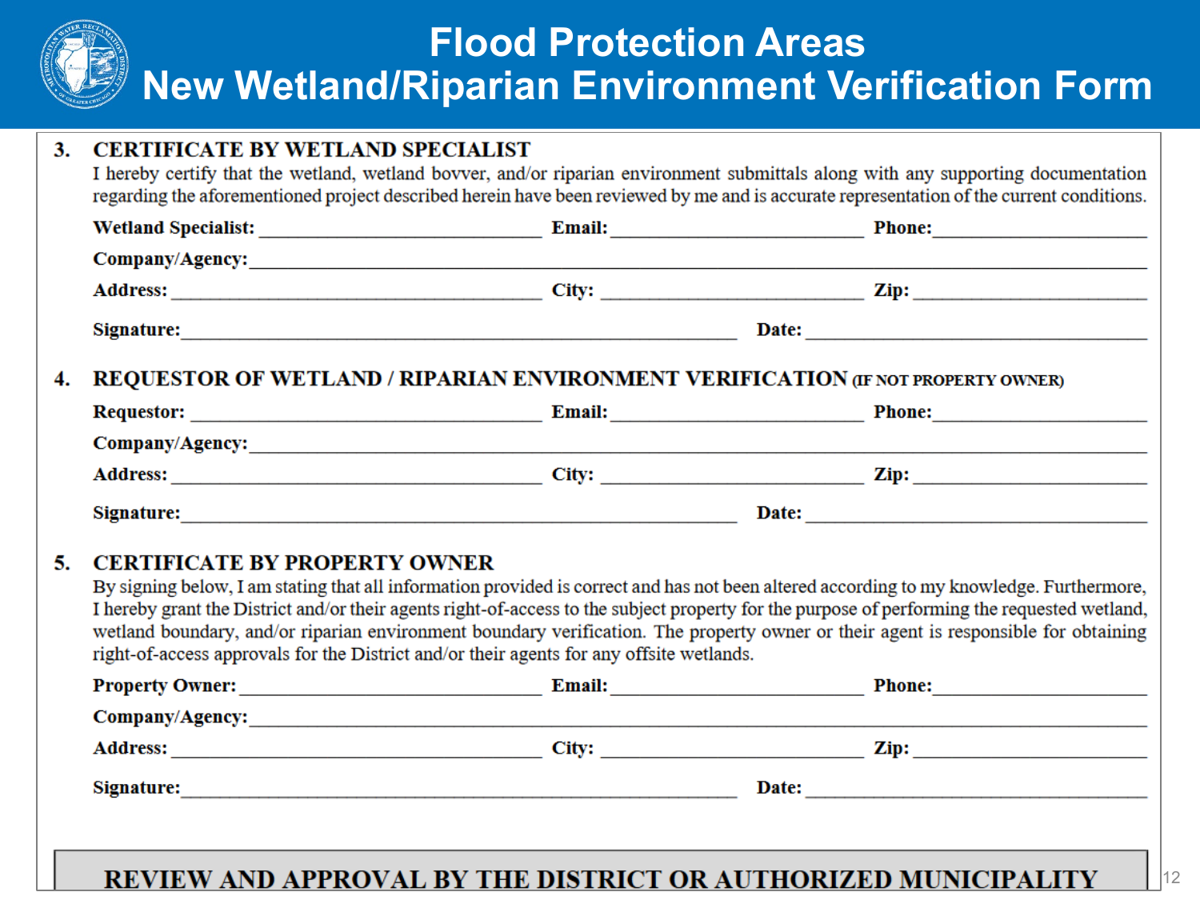# Flood Protection Areas
# New Wetland/Riparian Environment Verification Form

### 3. CERTIFICATE BY WETLAND SPECIALIST

I hereby certify that the wetland, wetland bovver, and/or riparian environment submittals along with any supporting documentation regarding the aforementioned project described herein have been reviewed by me and is accurate representation of the current conditions.

**Wetland Specialist:** ____________________ **Email:** ____________________ **Phone:** ____________________

**Company/Agency:** ________________________________________

**Address:** ____________________ **City:** ____________________ **Zip:** ____________________

**Signature:** ________________________________________ **Date:** ____________________

### 4. REQUESTOR OF WETLAND / RIPARIAN ENVIRONMENT VERIFICATION (IF NOT PROPERTY OWNER)

**Requestor:** ____________________ **Email:** ____________________ **Phone:** ____________________

**Company/Agency:** ________________________________________

**Address:** ____________________ **City:** ____________________ **Zip:** ____________________

**Signature:** ________________________________________ **Date:** ____________________

### 5. CERTIFICATE BY PROPERTY OWNER

By signing below, I am stating that all information provided is correct and has not been altered according to my knowledge. Furthermore, I hereby grant the District and/or their agents right-of-access to the subject property for the purpose of performing the requested wetland, wetland boundary, and/or riparian environment boundary verification. The property owner or their agent is responsible for obtaining right-of-access approvals for the District and/or their agents for any offsite wetlands.

**Property Owner:** ____________________ **Email:** ____________________ **Phone:** ____________________

**Company/Agency:** ________________________________________

**Address:** ____________________ **City:** ____________________ **Zip:** ____________________

**Signature:** ________________________________________ **Date:** ____________________

**REVIEW AND APPROVAL BY THE DISTRICT OR AUTHORIZED MUNICIPALITY**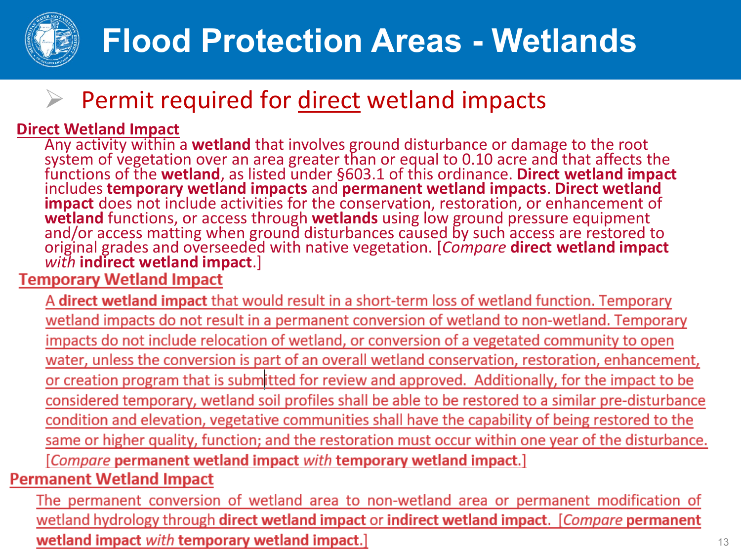# Flood Protection Areas - Wetlands

- Permit required for <u>direct</u> wetland impacts

**<u>Direct Wetland Impact</u>**

Any activity within a **wetland** that involves ground disturbance or damage to the root system of vegetation over an area greater than or equal to 0.10 acre and that affects the functions of the **wetland**, as listed under §603.1 of this ordinance. **Direct wetland impact** includes **temporary wetland impacts** and **permanent wetland impacts**. **Direct wetland impact** does not include activities for the conservation, restoration, or enhancement of **wetland** functions, or access through **wetlands** using low ground pressure equipment and/or access matting when ground disturbances caused by such access are restored to original grades and overseeded with native vegetation. [*Compare* **direct wetland impact** *with* **indirect wetland impact**.]

**<u>Temporary Wetland Impact</u>**

<u>A **direct wetland impact** that would result in a short-term loss of wetland function. Temporary wetland impacts do not result in a permanent conversion of wetland to non-wetland. Temporary impacts do not include relocation of wetland, or conversion of a vegetated community to open water, unless the conversion is part of an overall wetland conservation, restoration, enhancement, or creation program that is submitted for review and approved. Additionally, for the impact to be considered temporary, wetland soil profiles shall be able to be restored to a similar pre-disturbance condition and elevation, vegetative communities shall have the capability of being restored to the same or higher quality, function; and the restoration must occur within one year of the disturbance. [*Compare* **permanent wetland impact** *with* **temporary wetland impact**.]</u>

**<u>Permanent Wetland Impact</u>**

<u>The permanent conversion of wetland area to non-wetland area or permanent modification of wetland hydrology through **direct wetland impact** or **indirect wetland impact**. [*Compare* **permanent wetland impact** *with* **temporary wetland impact**.]</u>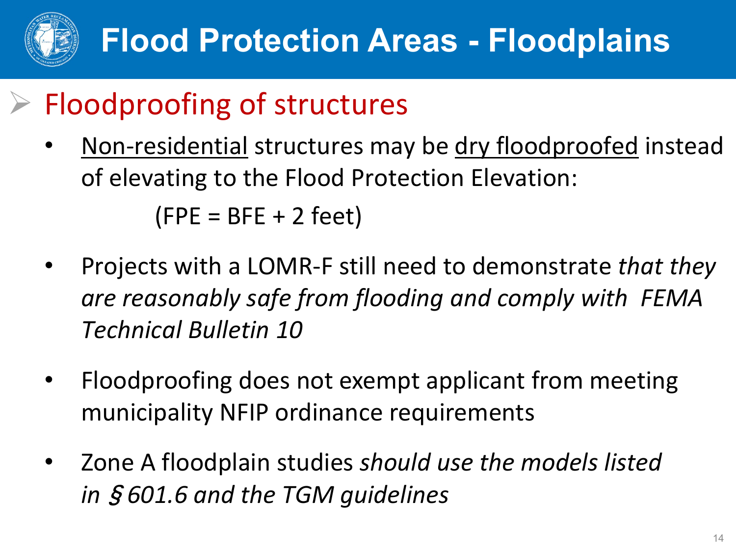# Flood Protection Areas - Floodplains

## Floodprooﬁng of structures

- Non-residential structures may be dry floodproofed instead of elevating to the Flood Protection Elevation:

  (FPE = BFE + 2 feet)

- Projects with a LOMR-F still need to demonstrate *that they are reasonably safe from flooding and comply with FEMA Technical Bulletin 10*

- Floodproofing does not exempt applicant from meeting municipality NFIP ordinance requirements

- Zone A floodplain studies *should use the models listed in §601.6 and the TGM guidelines*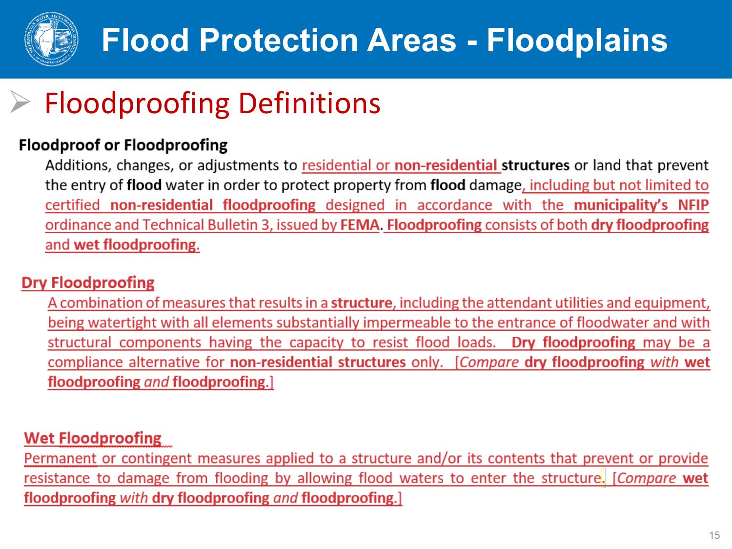# Flood Protection Areas - Floodplains

## Floodproofing Definitions

**Floodproof or Floodproofing**

Additions, changes, or adjustments to residential or **non-residential structures** or land that prevent the entry of **flood** water in order to protect property from **flood** damage, including but not limited to certified **non-residential floodproofing** designed in accordance with the **municipality's NFIP** ordinance and Technical Bulletin 3, issued by **FEMA**. **Floodproofing** consists of both **dry floodproofing** and **wet floodproofing**.

**Dry Floodproofing**

A combination of measures that results in a **structure**, including the attendant utilities and equipment, being watertight with all elements substantially impermeable to the entrance of floodwater and with structural components having the capacity to resist flood loads. **Dry floodproofing** may be a compliance alternative for **non-residential structures** only. [*Compare* **dry floodproofing** *with* **wet floodproofing** *and* **floodproofing**.]

**Wet Floodproofing**

Permanent or contingent measures applied to a structure and/or its contents that prevent or provide resistance to damage from flooding by allowing flood waters to enter the structure. [*Compare* **wet floodproofing** *with* **dry floodproofing** *and* **floodproofing**.]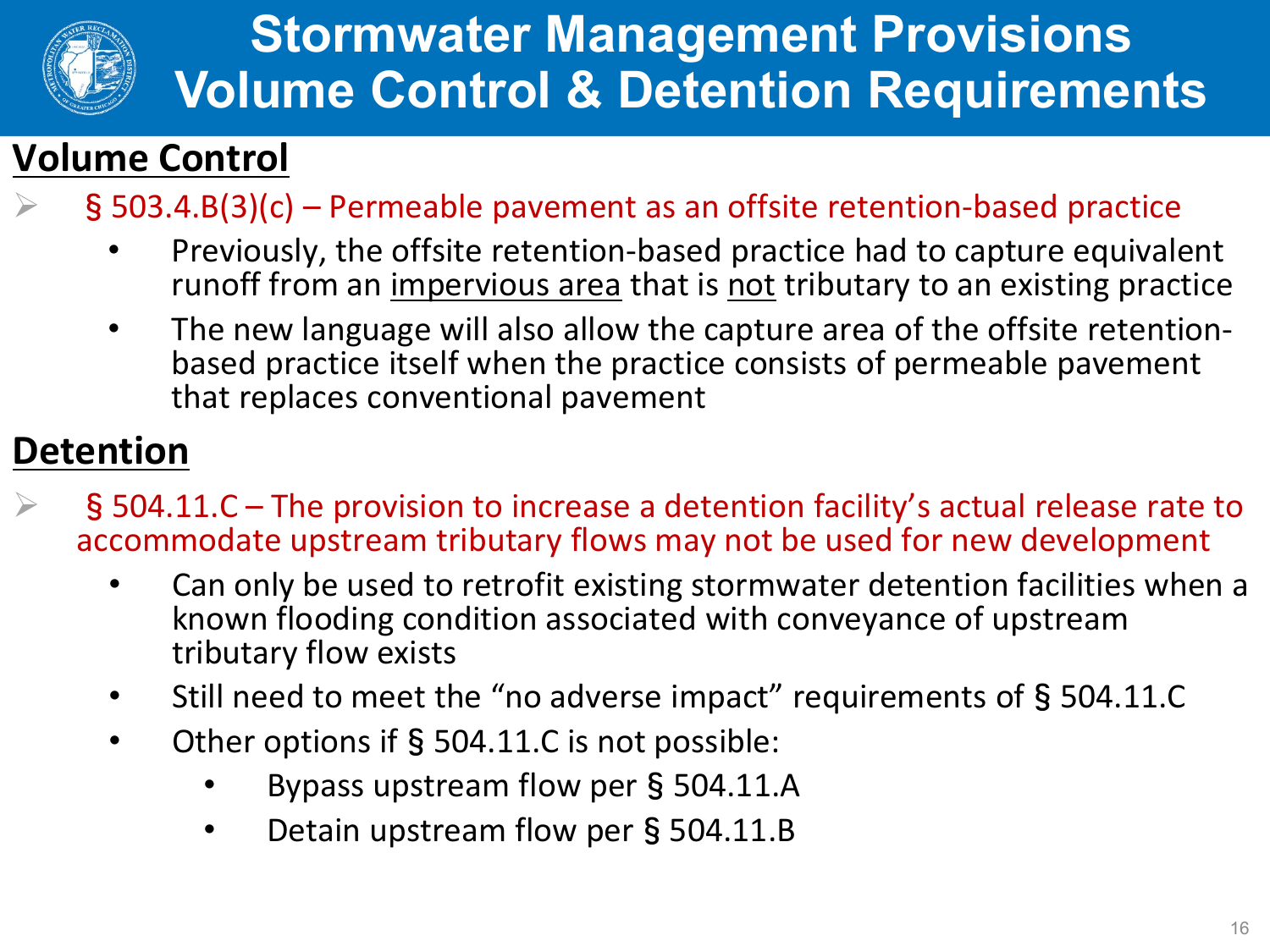# Stormwater Management Provisions Volume Control & Detention Requirements

## Volume Control

- § 503.4.B(3)(c) – Permeable pavement as an offsite retention-based practice
  - Previously, the offsite retention-based practice had to capture equivalent runoff from an impervious area that is not tributary to an existing practice
  - The new language will also allow the capture area of the offsite retention-based practice itself when the practice consists of permeable pavement that replaces conventional pavement

## Detention

- § 504.11.C – The provision to increase a detention facility's actual release rate to accommodate upstream tributary flows may not be used for new development
  - Can only be used to retrofit existing stormwater detention facilities when a known flooding condition associated with conveyance of upstream tributary flow exists
  - Still need to meet the "no adverse impact" requirements of § 504.11.C
  - Other options if § 504.11.C is not possible:
    - Bypass upstream flow per § 504.11.A
    - Detain upstream flow per § 504.11.B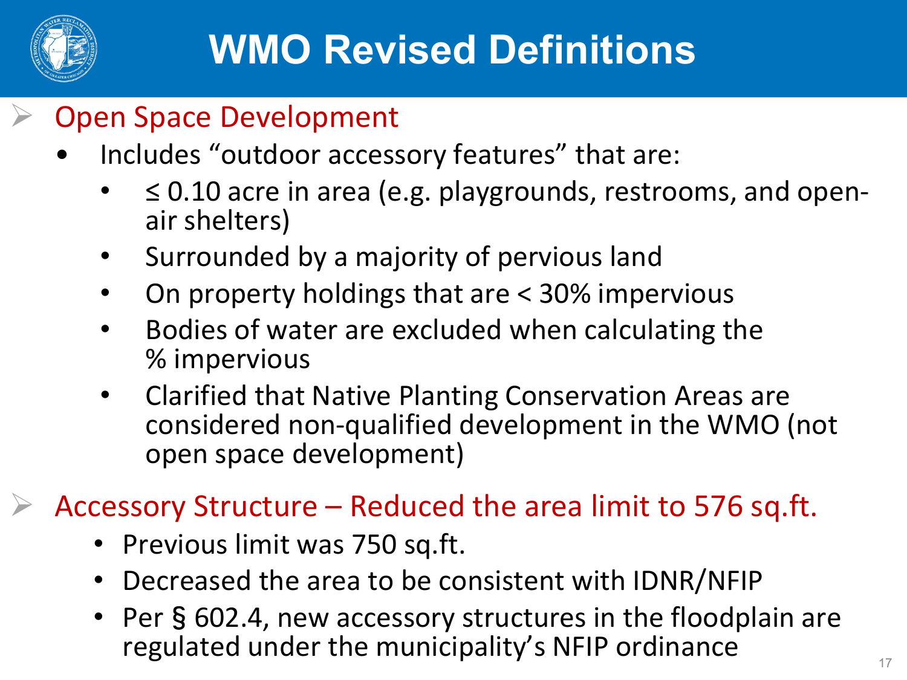# WMO Revised Definitions

- **Open Space Development**
  - Includes "outdoor accessory features" that are:
    - ≤ 0.10 acre in area (e.g. playgrounds, restrooms, and open-air shelters)
    - Surrounded by a majority of pervious land
    - On property holdings that are < 30% impervious
    - Bodies of water are excluded when calculating the % impervious
    - Clarified that Native Planting Conservation Areas are considered non-qualified development in the WMO (not open space development)

- **Accessory Structure – Reduced the area limit to 576 sq.ft.**
  - Previous limit was 750 sq.ft.
  - Decreased the area to be consistent with IDNR/NFIP
  - Per § 602.4, new accessory structures in the floodplain are regulated under the municipality's NFIP ordinance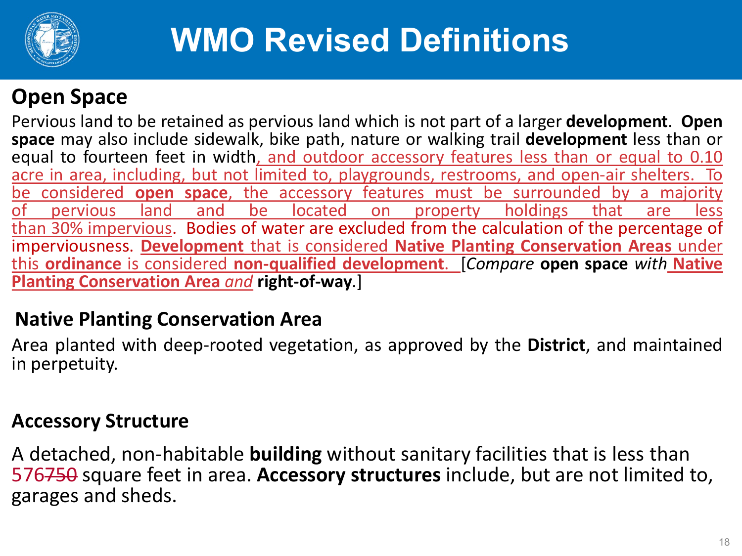# WMO Revised Definitions

## Open Space

Pervious land to be retained as pervious land which is not part of a larger **development**. **Open space** may also include sidewalk, bike path, nature or walking trail **development** less than or equal to fourteen feet in width<u>, and outdoor accessory features less than or equal to 0.10 acre in area, including, but not limited to, playgrounds, restrooms, and open-air shelters. To be considered **open space**, the accessory features must be surrounded by a majority of pervious land and be located on property holdings that are less than 30% impervious</u>. Bodies of water are excluded from the calculation of the percentage of imperviousness. <u>**Development** that is considered **Native Planting Conservation Areas** under this **ordinance** is considered **non-qualified development**.</u> [*Compare* **open space** *with* <u>**Native Planting Conservation Area**</u> *and* **right-of-way**.]

## Native Planting Conservation Area

Area planted with deep-rooted vegetation, as approved by the **District**, and maintained in perpetuity.

## Accessory Structure

A detached, non-habitable **building** without sanitary facilities that is less than 576~~750~~ square feet in area. **Accessory structures** include, but are not limited to, garages and sheds.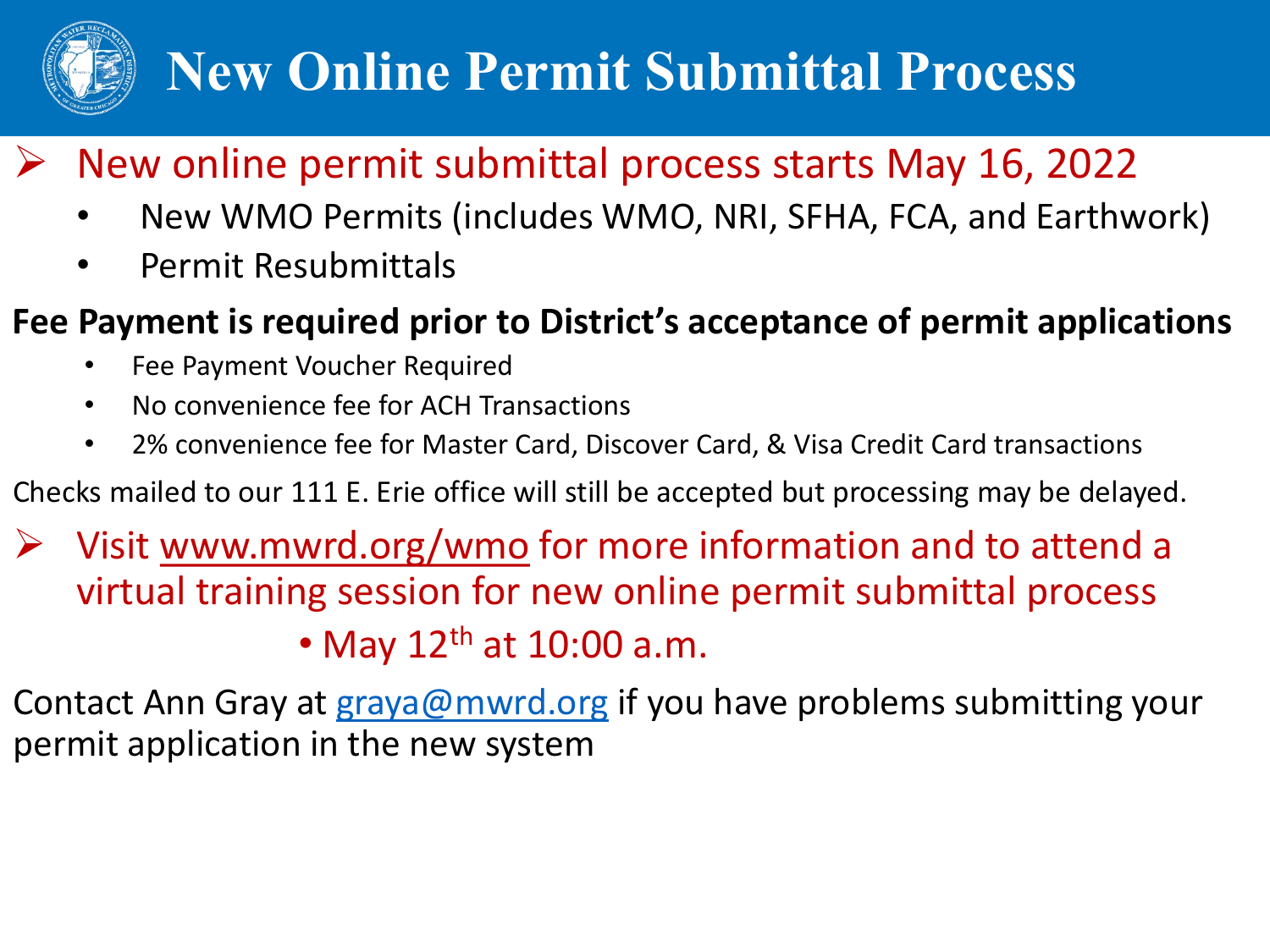# New Online Permit Submittal Process

- New online permit submittal process starts May 16, 2022
  - New WMO Permits (includes WMO, NRI, SFHA, FCA, and Earthwork)
  - Permit Resubmittals

**Fee Payment is required prior to District's acceptance of permit applications**

- Fee Payment Voucher Required
- No convenience fee for ACH Transactions
- 2% convenience fee for Master Card, Discover Card, & Visa Credit Card transactions

Checks mailed to our 111 E. Erie office will still be accepted but processing may be delayed.

- Visit www.mwrd.org/wmo for more information and to attend a virtual training session for new online permit submittal process
  - May 12th at 10:00 a.m.

Contact Ann Gray at graya@mwrd.org if you have problems submitting your permit application in the new system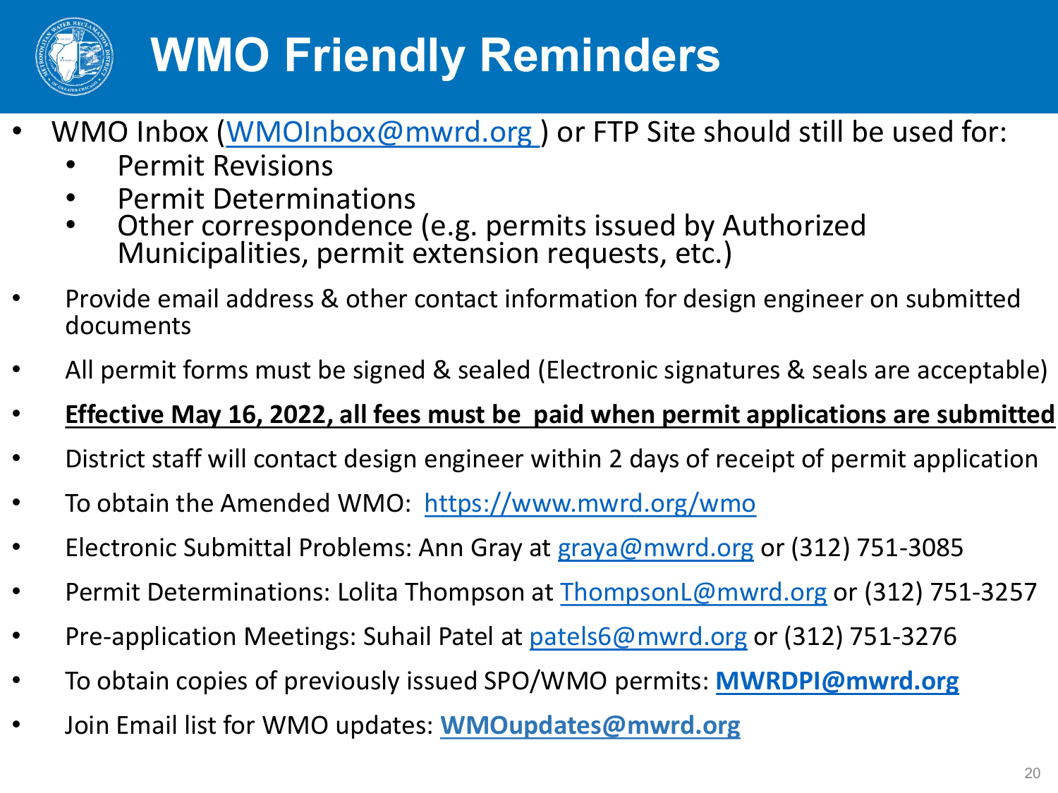# WMO Friendly Reminders

- WMO Inbox (WMOInbox@mwrd.org ) or FTP Site should still be used for:
  - Permit Revisions
  - Permit Determinations
  - Other correspondence (e.g. permits issued by Authorized Municipalities, permit extension requests, etc.)
- Provide email address & other contact information for design engineer on submitted documents
- All permit forms must be signed & sealed (Electronic signatures & seals are acceptable)
- **Effective May 16, 2022, all fees must be paid when permit applications are submitted**
- District staff will contact design engineer within 2 days of receipt of permit application
- To obtain the Amended WMO: https://www.mwrd.org/wmo
- Electronic Submittal Problems: Ann Gray at graya@mwrd.org or (312) 751-3085
- Permit Determinations: Lolita Thompson at ThompsonL@mwrd.org or (312) 751-3257
- Pre-application Meetings: Suhail Patel at patels6@mwrd.org or (312) 751-3276
- To obtain copies of previously issued SPO/WMO permits: **MWRDPI@mwrd.org**
- Join Email list for WMO updates: **WMOupdates@mwrd.org**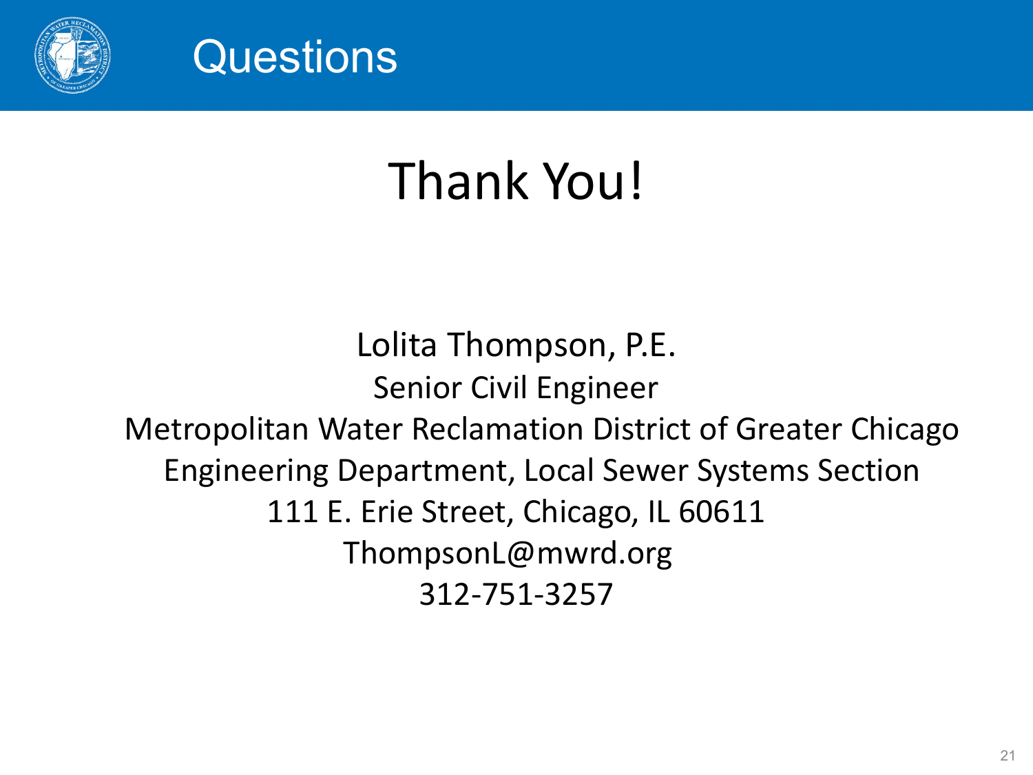# Questions

## Thank You!

Lolita Thompson, P.E.
Senior Civil Engineer
Metropolitan Water Reclamation District of Greater Chicago
Engineering Department, Local Sewer Systems Section
111 E. Erie Street, Chicago, IL 60611
ThompsonL@mwrd.org
312-751-3257